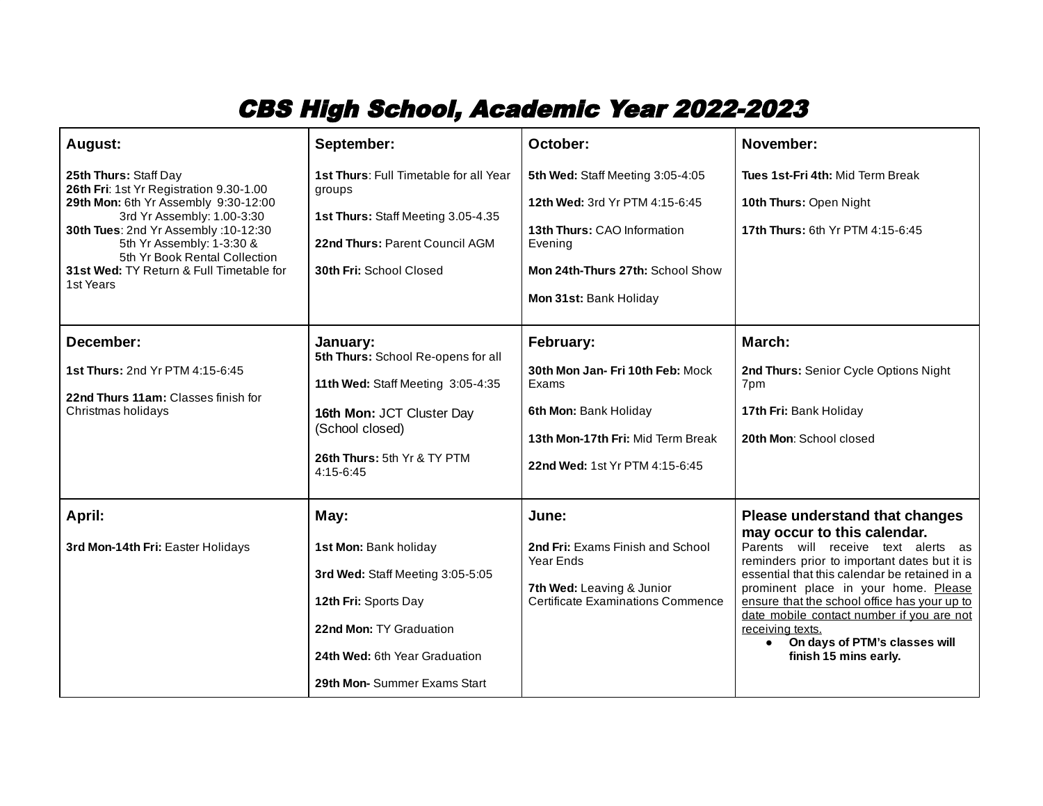# CBS High School, Academic Year 2022-2023

| August: | September: | October: | November: |
|---|---|---|---|
| **25th Thurs:** Staff Day<br>**26th Fri**: 1st Yr Registration 9.30-1.00<br>**29th Mon:** 6th Yr Assembly 9:30-12:00<br>3rd Yr Assembly: 1.00-3:30<br>**30th Tues**: 2nd Yr Assembly :10-12:30<br>5th Yr Assembly: 1-3:30 &<br>5th Yr Book Rental Collection<br>**31st Wed:** TY Return & Full Timetable for 1st Years | **1st Thurs**: Full Timetable for all Year groups<br><br>**1st Thurs:** Staff Meeting 3.05-4.35<br><br>**22nd Thurs:** Parent Council AGM<br><br>**30th Fri:** School Closed | **5th Wed:** Staff Meeting 3:05-4:05<br><br>**12th Wed:** 3rd Yr PTM 4:15-6:45<br><br>**13th Thurs:** CAO Information Evening<br><br>**Mon 24th-Thurs 27th:** School Show<br><br>**Mon 31st:** Bank Holiday | **Tues 1st-Fri 4th:** Mid Term Break<br><br>**10th Thurs:** Open Night<br><br>**17th Thurs:** 6th Yr PTM 4:15-6:45 |
| **December:** | **January:** | **February:** | **March:** |
| **1st Thurs:** 2nd Yr PTM 4:15-6:45<br><br>**22nd Thurs 11am:** Classes finish for Christmas holidays | **5th Thurs:** School Re-opens for all<br><br>**11th Wed:** Staff Meeting 3:05-4:35<br><br>**16th Mon:** JCT Cluster Day (School closed)<br><br>**26th Thurs:** 5th Yr & TY PTM 4:15-6:45 | **30th Mon Jan- Fri 10th Feb:** Mock Exams<br><br>**6th Mon:** Bank Holiday<br><br>**13th Mon-17th Fri:** Mid Term Break<br><br>**22nd Wed:** 1st Yr PTM 4:15-6:45 | **2nd Thurs:** Senior Cycle Options Night 7pm<br><br>**17th Fri:** Bank Holiday<br><br>**20th Mon**: School closed |
| **April:** | **May:** | **June:** | **Please understand that changes may occur to this calendar.** |
| **3rd Mon-14th Fri:** Easter Holidays | **1st Mon:** Bank holiday<br><br>**3rd Wed:** Staff Meeting 3:05-5:05<br><br>**12th Fri:** Sports Day<br><br>**22nd Mon:** TY Graduation<br><br>**24th Wed:** 6th Year Graduation<br><br>**29th Mon-** Summer Exams Start | **2nd Fri:** Exams Finish and School Year Ends<br><br>**7th Wed:** Leaving & Junior Certificate Examinations Commence | Parents will receive text alerts as reminders prior to important dates but it is essential that this calendar be retained in a prominent place in your home. Please ensure that the school office has your up to date mobile contact number if you are not receiving texts.<br>• **On days of PTM's classes will finish 15 mins early.** |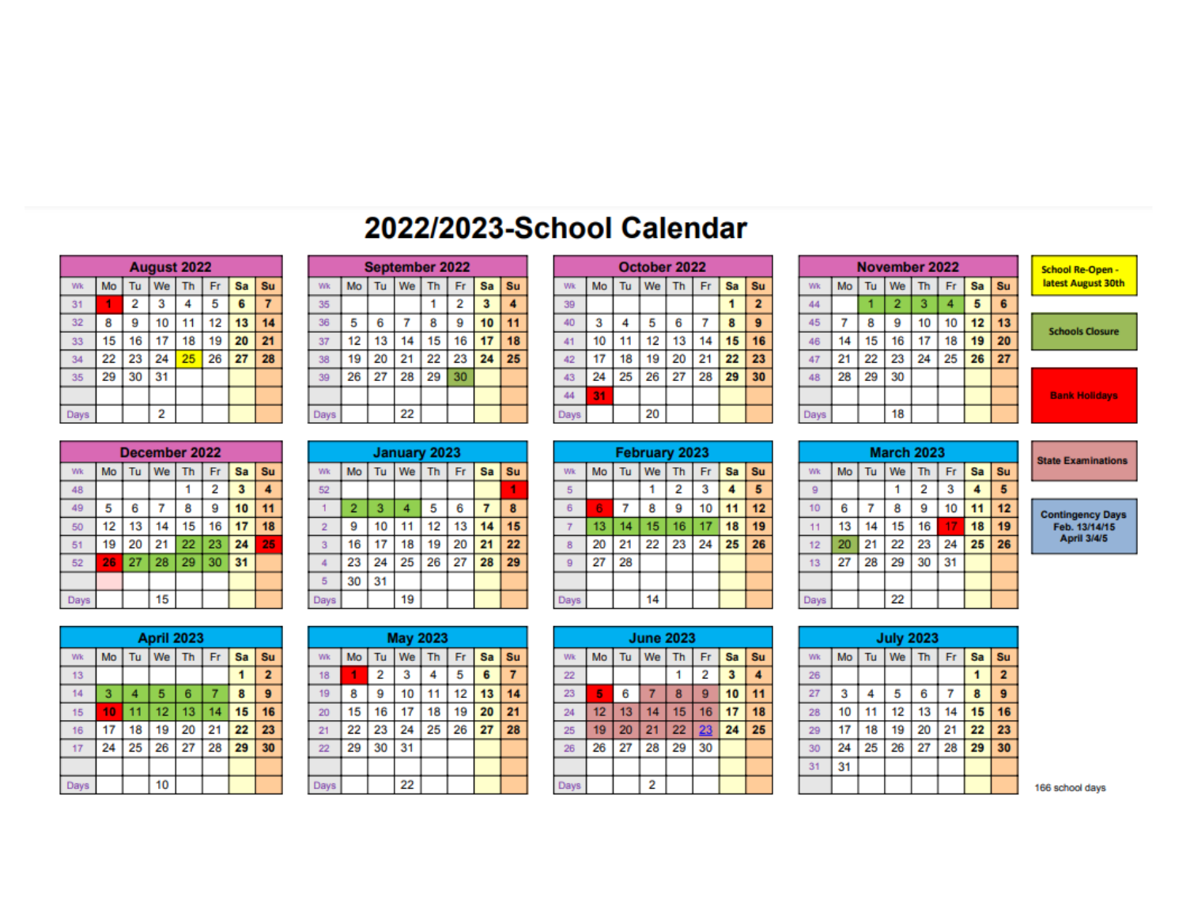# 2022/2023-School Calendar

## August 2022

| Wk | Mo | Tu | We | Th | Fr | Sa | Su |
|---|---|---|---|---|---|---|---|
| 31 | 1 | 2 | 3 | 4 | 5 | 6 | 7 |
| 32 | 8 | 9 | 10 | 11 | 12 | 13 | 14 |
| 33 | 15 | 16 | 17 | 18 | 19 | 20 | 21 |
| 34 | 22 | 23 | 24 | 25 | 26 | 27 | 28 |
| 35 | 29 | 30 | 31 | | | | |
| | | | | | | | |
| Days | | | 2 | | | | |

## September 2022

| Wk | Mo | Tu | We | Th | Fr | Sa | Su |
|---|---|---|---|---|---|---|---|
| 35 | | | | 1 | 2 | 3 | 4 |
| 36 | 5 | 6 | 7 | 8 | 9 | 10 | 11 |
| 37 | 12 | 13 | 14 | 15 | 16 | 17 | 18 |
| 38 | 19 | 20 | 21 | 22 | 23 | 24 | 25 |
| 39 | 26 | 27 | 28 | 29 | 30 | | |
| | | | | | | | |
| Days | | | 22 | | | | |

## October 2022

| Wk | Mo | Tu | We | Th | Fr | Sa | Su |
|---|---|---|---|---|---|---|---|
| 39 | | | | | | 1 | 2 |
| 40 | 3 | 4 | 5 | 6 | 7 | 8 | 9 |
| 41 | 10 | 11 | 12 | 13 | 14 | 15 | 16 |
| 42 | 17 | 18 | 19 | 20 | 21 | 22 | 23 |
| 43 | 24 | 25 | 26 | 27 | 28 | 29 | 30 |
| 44 | 31 | | | | | | |
| Days | | | 20 | | | | |

## November 2022

| Wk | Mo | Tu | We | Th | Fr | Sa | Su |
|---|---|---|---|---|---|---|---|
| 44 | | 1 | 2 | 3 | 4 | 5 | 6 |
| 45 | 7 | 8 | 9 | 10 | 10 | 12 | 13 |
| 46 | 14 | 15 | 16 | 17 | 18 | 19 | 20 |
| 47 | 21 | 22 | 23 | 24 | 25 | 26 | 27 |
| 48 | 28 | 29 | 30 | | | | |
| | | | | | | | |
| Days | | | 18 | | | | |

## December 2022

| Wk | Mo | Tu | We | Th | Fr | Sa | Su |
|---|---|---|---|---|---|---|---|
| 48 | | | | 1 | 2 | 3 | 4 |
| 49 | 5 | 6 | 7 | 8 | 9 | 10 | 11 |
| 50 | 12 | 13 | 14 | 15 | 16 | 17 | 18 |
| 51 | 19 | 20 | 21 | 22 | 23 | 24 | 25 |
| 52 | 26 | 27 | 28 | 29 | 30 | 31 | |
| | | | | | | | |
| Days | | | 15 | | | | |

## January 2023

| Wk | Mo | Tu | We | Th | Fr | Sa | Su |
|---|---|---|---|---|---|---|---|
| 52 | | | | | | | 1 |
| 1 | 2 | 3 | 4 | 5 | 6 | 7 | 8 |
| 2 | 9 | 10 | 11 | 12 | 13 | 14 | 15 |
| 3 | 16 | 17 | 18 | 19 | 20 | 21 | 22 |
| 4 | 23 | 24 | 25 | 26 | 27 | 28 | 29 |
| 5 | 30 | 31 | | | | | |
| Days | | | 19 | | | | |

## February 2023

| Wk | Mo | Tu | We | Th | Fr | Sa | Su |
|---|---|---|---|---|---|---|---|
| 5 | | | 1 | 2 | 3 | 4 | 5 |
| 6 | 6 | 7 | 8 | 9 | 10 | 11 | 12 |
| 7 | 13 | 14 | 15 | 16 | 17 | 18 | 19 |
| 8 | 20 | 21 | 22 | 23 | 24 | 25 | 26 |
| 9 | 27 | 28 | | | | | |
| | | | | | | | |
| Days | | | 14 | | | | |

## March 2023

| Wk | Mo | Tu | We | Th | Fr | Sa | Su |
|---|---|---|---|---|---|---|---|
| 9 | | | 1 | 2 | 3 | 4 | 5 |
| 10 | 6 | 7 | 8 | 9 | 10 | 11 | 12 |
| 11 | 13 | 14 | 15 | 16 | 17 | 18 | 19 |
| 12 | 20 | 21 | 22 | 23 | 24 | 25 | 26 |
| 13 | 27 | 28 | 29 | 30 | 31 | | |
| | | | | | | | |
| Days | | | 22 | | | | |

## April 2023

| Wk | Mo | Tu | We | Th | Fr | Sa | Su |
|---|---|---|---|---|---|---|---|
| 13 | | | | | | 1 | 2 |
| 14 | 3 | 4 | 5 | 6 | 7 | 8 | 9 |
| 15 | 10 | 11 | 12 | 13 | 14 | 15 | 16 |
| 16 | 17 | 18 | 19 | 20 | 21 | 22 | 23 |
| 17 | 24 | 25 | 26 | 27 | 28 | 29 | 30 |
| | | | | | | | |
| Days | | | 10 | | | | |

## May 2023

| Wk | Mo | Tu | We | Th | Fr | Sa | Su |
|---|---|---|---|---|---|---|---|
| 18 | 1 | 2 | 3 | 4 | 5 | 6 | 7 |
| 19 | 8 | 9 | 10 | 11 | 12 | 13 | 14 |
| 20 | 15 | 16 | 17 | 18 | 19 | 20 | 21 |
| 21 | 22 | 23 | 24 | 25 | 26 | 27 | 28 |
| 22 | 29 | 30 | 31 | | | | |
| | | | | | | | |
| Days | | | 22 | | | | |

## June 2023

| Wk | Mo | Tu | We | Th | Fr | Sa | Su |
|---|---|---|---|---|---|---|---|
| 22 | | | | 1 | 2 | 3 | 4 |
| 23 | 5 | 6 | 7 | 8 | 9 | 10 | 11 |
| 24 | 12 | 13 | 14 | 15 | 16 | 17 | 18 |
| 25 | 19 | 20 | 21 | 22 | 23 | 24 | 25 |
| 26 | 26 | 27 | 28 | 29 | 30 | | |
| | | | | | | | |
| Days | | | 2 | | | | |

## July 2023

| Wk | Mo | Tu | We | Th | Fr | Sa | Su |
|---|---|---|---|---|---|---|---|
| 26 | | | | | | 1 | 2 |
| 27 | 3 | 4 | 5 | 6 | 7 | 8 | 9 |
| 28 | 10 | 11 | 12 | 13 | 14 | 15 | 16 |
| 29 | 17 | 18 | 19 | 20 | 21 | 22 | 23 |
| 30 | 24 | 25 | 26 | 27 | 28 | 29 | 30 |
| 31 | 31 | | | | | | |

**Legend:**

- School Re-Open - latest August 30th
- Schools Closure
- Bank Holidays
- State Examinations
- Contingency Days Feb. 13/14/15 April 3/4/5

166 school days